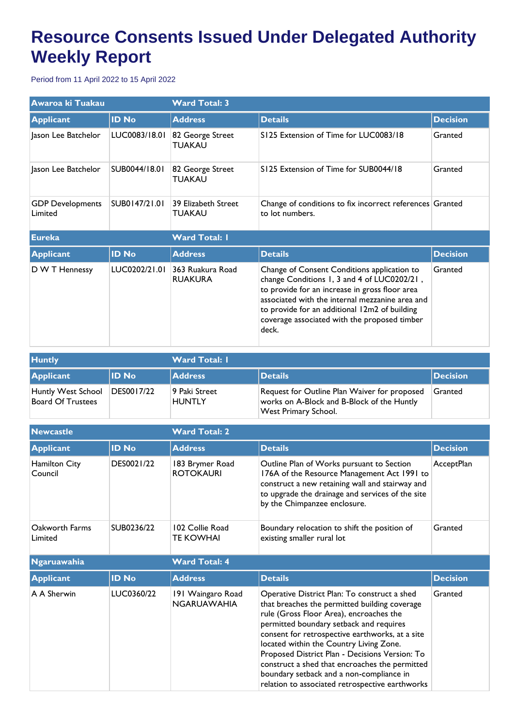# Resource Consents Issued Under Delegated Authority Weekly Report

Period from 11 April 2022 to 15 April 2022

| Awaroa ki Tuakau | | Ward Total: 3 | | |
|---|---|---|---|---|
| **Applicant** | **ID No** | **Address** | **Details** | **Decision** |
| Jason Lee Batchelor | LUC0083/18.01 | 82 George Street TUAKAU | S125 Extension of Time for LUC0083/18 | Granted |
| Jason Lee Batchelor | SUB0044/18.01 | 82 George Street TUAKAU | S125 Extension of Time for SUB0044/18 | Granted |
| GDP Developments Limited | SUB0147/21.01 | 39 Elizabeth Street TUAKAU | Change of conditions to fix incorrect references to lot numbers. | Granted |

| Eureka | | Ward Total: 1 | | |
|---|---|---|---|---|
| **Applicant** | **ID No** | **Address** | **Details** | **Decision** |
| D W T Hennessy | LUC0202/21.01 | 363 Ruakura Road RUAKURA | Change of Consent Conditions application to change Conditions 1, 3 and 4 of LUC0202/21 , to provide for an increase in gross floor area associated with the internal mezzanine area and to provide for an additional 12m2 of building coverage associated with the proposed timber deck. | Granted |

| Huntly | | Ward Total: 1 | | |
|---|---|---|---|---|
| **Applicant** | **ID No** | **Address** | **Details** | **Decision** |
| Huntly West School Board Of Trustees | DES0017/22 | 9 Paki Street HUNTLY | Request for Outline Plan Waiver for proposed works on A-Block and B-Block of the Huntly West Primary School. | Granted |

| Newcastle | | Ward Total: 2 | | |
|---|---|---|---|---|
| **Applicant** | **ID No** | **Address** | **Details** | **Decision** |
| Hamilton City Council | DES0021/22 | 183 Brymer Road ROTOKAURI | Outline Plan of Works pursuant to Section 176A of the Resource Management Act 1991 to construct a new retaining wall and stairway and to upgrade the drainage and services of the site by the Chimpanzee enclosure. | AcceptPlan |
| Oakworth Farms Limited | SUB0236/22 | 102 Collie Road TE KOWHAI | Boundary relocation to shift the position of existing smaller rural lot | Granted |

| Ngaruawahia | | Ward Total: 4 | | |
|---|---|---|---|---|
| **Applicant** | **ID No** | **Address** | **Details** | **Decision** |
| A A Sherwin | LUC0360/22 | 191 Waingaro Road NGARUAWAHIA | Operative District Plan: To construct a shed that breaches the permitted building coverage rule (Gross Floor Area), encroaches the permitted boundary setback and requires consent for retrospective earthworks, at a site located within the Country Living Zone. Proposed District Plan - Decisions Version: To construct a shed that encroaches the permitted boundary setback and a non-compliance in relation to associated retrospective earthworks | Granted |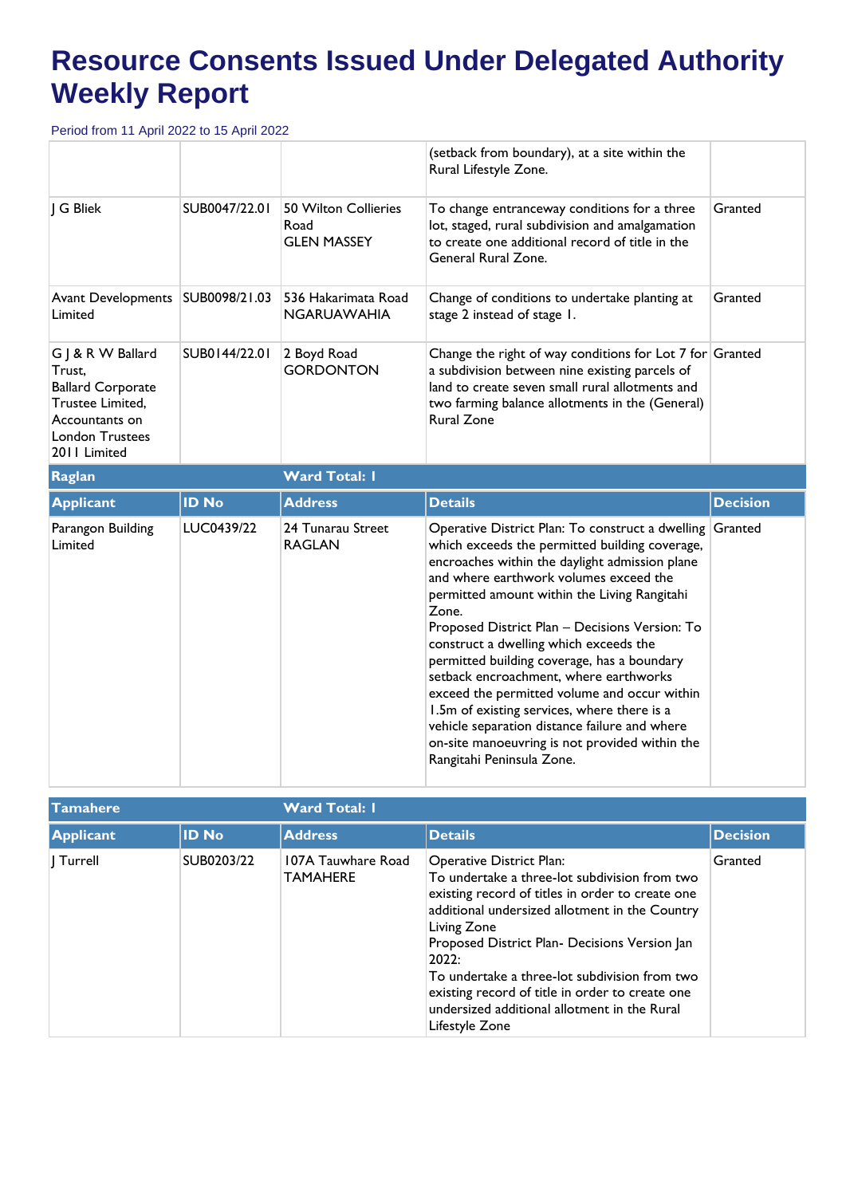# Resource Consents Issued Under Delegated Authority Weekly Report

Period from 11 April 2022 to 15 April 2022

| | | | | |
|---|---|---|---|---|
| | | | (setback from boundary), at a site within the Rural Lifestyle Zone. | |
| J G Bliek | SUB0047/22.01 | 50 Wilton Collieries Road GLEN MASSEY | To change entranceway conditions for a three lot, staged, rural subdivision and amalgamation to create one additional record of title in the General Rural Zone. | Granted |
| Avant Developments Limited | SUB0098/21.03 | 536 Hakarimata Road NGARUAWAHIA | Change of conditions to undertake planting at stage 2 instead of stage 1. | Granted |
| G J & R W Ballard Trust, Ballard Corporate Trustee Limited, Accountants on London Trustees 2011 Limited | SUB0144/22.01 | 2 Boyd Road GORDONTON | Change the right of way conditions for Lot 7 for a subdivision between nine existing parcels of land to create seven small rural allotments and two farming balance allotments in the (General) Rural Zone | Granted |

**Raglan** — **Ward Total: 1**

| Applicant | ID No | Address | Details | Decision |
|---|---|---|---|---|
| Parangon Building Limited | LUC0439/22 | 24 Tunarau Street RAGLAN | Operative District Plan: To construct a dwelling which exceeds the permitted building coverage, encroaches within the daylight admission plane and where earthwork volumes exceed the permitted amount within the Living Rangitahi Zone.<br>Proposed District Plan – Decisions Version: To construct a dwelling which exceeds the permitted building coverage, has a boundary setback encroachment, where earthworks exceed the permitted volume and occur within 1.5m of existing services, where there is a vehicle separation distance failure and where on-site manoeuvring is not provided within the Rangitahi Peninsula Zone. | Granted |

**Tamahere** — **Ward Total: 1**

| Applicant | ID No | Address | Details | Decision |
|---|---|---|---|---|
| J Turrell | SUB0203/22 | 107A Tauwhare Road TAMAHERE | Operative District Plan:<br>To undertake a three-lot subdivision from two existing record of titles in order to create one additional undersized allotment in the Country Living Zone<br>Proposed District Plan- Decisions Version Jan 2022:<br>To undertake a three-lot subdivision from two existing record of title in order to create one undersized additional allotment in the Rural Lifestyle Zone | Granted |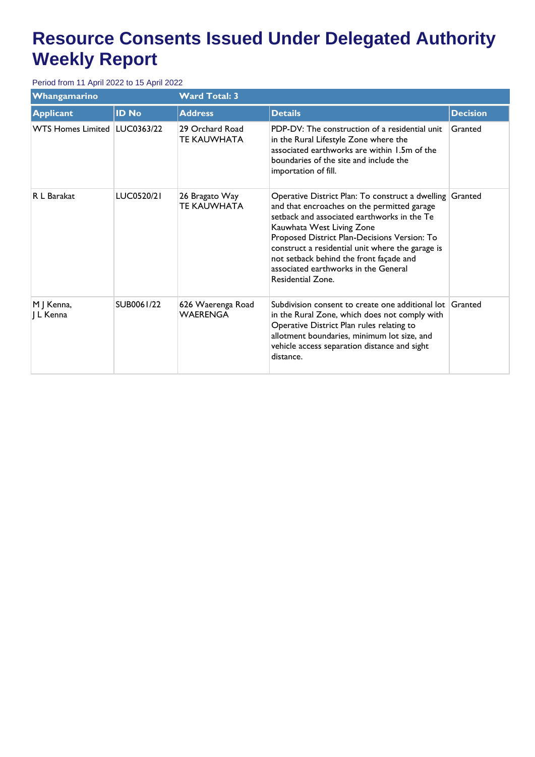# Resource Consents Issued Under Delegated Authority Weekly Report

Period from 11 April 2022 to 15 April 2022

| Whangamarino | | Ward Total: 3 | | |
|---|---|---|---|---|
| **Applicant** | **ID No** | **Address** | **Details** | **Decision** |
| WTS Homes Limited | LUC0363/22 | 29 Orchard Road TE KAUWHATA | PDP-DV: The construction of a residential unit in the Rural Lifestyle Zone where the associated earthworks are within 1.5m of the boundaries of the site and include the importation of fill. | Granted |
| R L Barakat | LUC0520/21 | 26 Bragato Way TE KAUWHATA | Operative District Plan: To construct a dwelling and that encroaches on the permitted garage setback and associated earthworks in the Te Kauwhata West Living Zone<br>Proposed District Plan-Decisions Version: To construct a residential unit where the garage is not setback behind the front façade and associated earthworks in the General Residential Zone. | Granted |
| M J Kenna,<br>J L Kenna | SUB0061/22 | 626 Waerenga Road WAERENGA | Subdivision consent to create one additional lot in the Rural Zone, which does not comply with Operative District Plan rules relating to allotment boundaries, minimum lot size, and vehicle access separation distance and sight distance. | Granted |